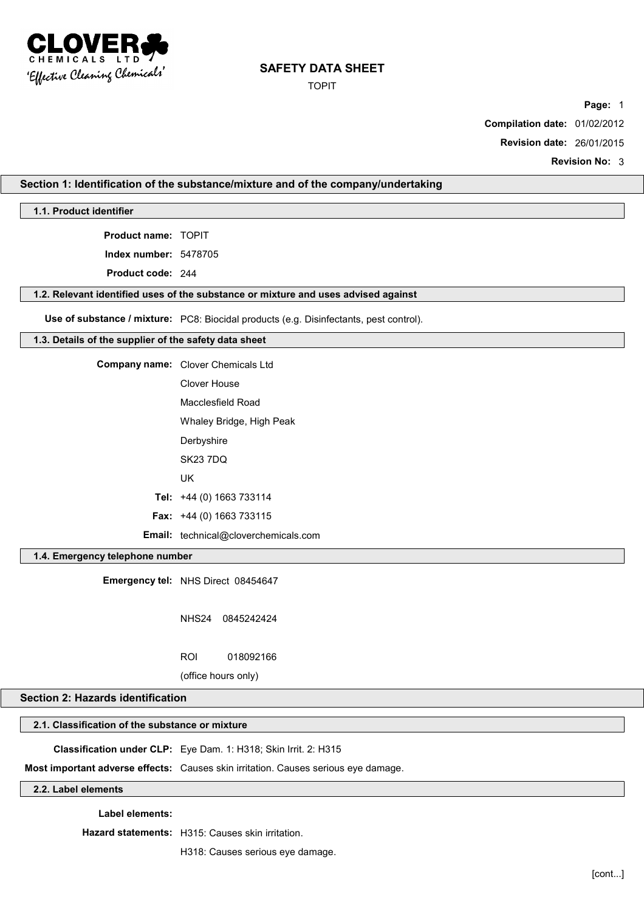# SAFETY DATA SHEET

TOPIT

**Compilation date:** 01/02/2012

**Revision date:** 26/01/2015

**Revision No:** 3

## Section 1: Identification of the substance/mixture and of the company/undertaking

### 1.1. Product identifier

**Product name:** TOPIT

**Index number:** 5478705

**Product code:** 244

### 1.2. Relevant identified uses of the substance or mixture and uses advised against

**Use of substance / mixture:** PC8: Biocidal products (e.g. Disinfectants, pest control).

### 1.3. Details of the supplier of the safety data sheet

**Company name:** Clover Chemicals Ltd
Clover House
Macclesfield Road
Whaley Bridge, High Peak
Derbyshire
SK23 7DQ
UK

**Tel:** +44 (0) 1663 733114

**Fax:** +44 (0) 1663 733115

**Email:** technical@cloverchemicals.com

### 1.4. Emergency telephone number

**Emergency tel:** NHS Direct 08454647

NHS24 0845242424

ROI 018092166

(office hours only)

## Section 2: Hazards identification

### 2.1. Classification of the substance or mixture

**Classification under CLP:** Eye Dam. 1: H318; Skin Irrit. 2: H315

**Most important adverse effects:** Causes skin irritation. Causes serious eye damage.

### 2.2. Label elements

**Label elements:**

**Hazard statements:** H315: Causes skin irritation.

H318: Causes serious eye damage.

[cont...]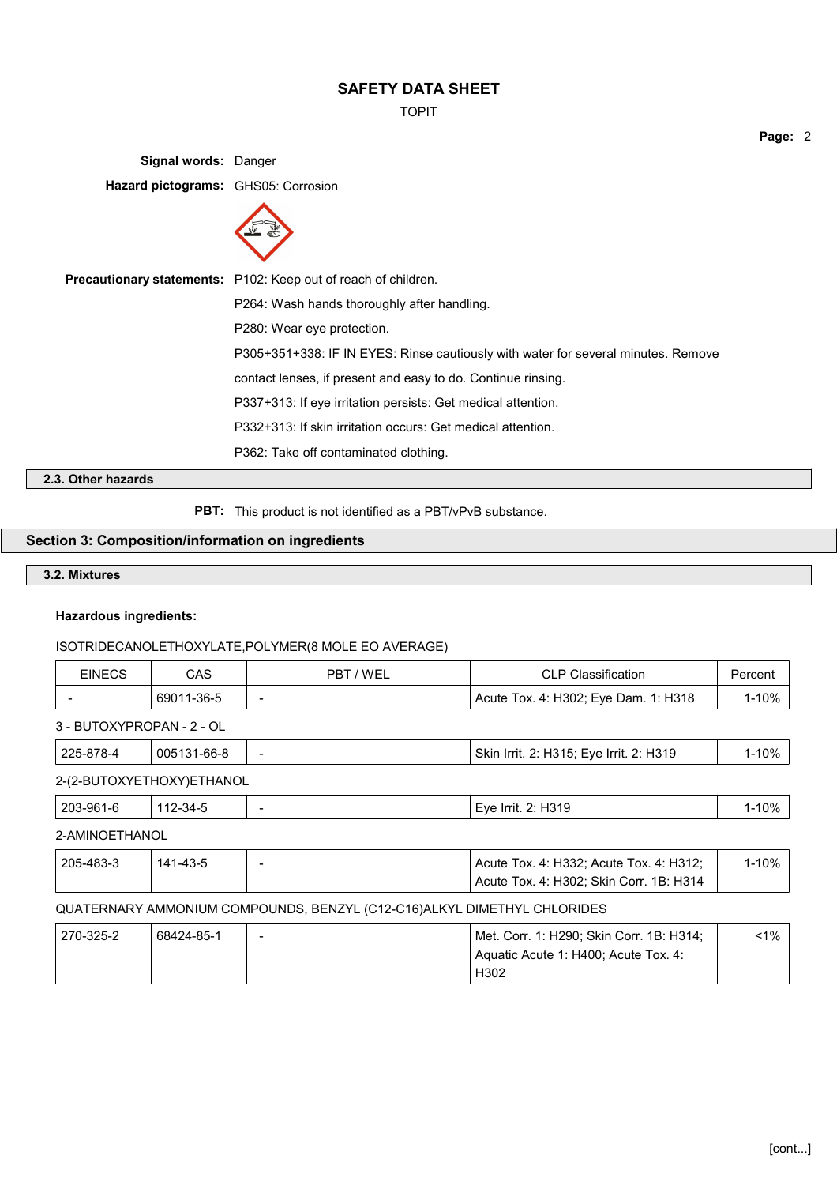**Signal words:** Danger

**Hazard pictograms:** GHS05: Corrosion

**Precautionary statements:** P102: Keep out of reach of children.

P264: Wash hands thoroughly after handling.

P280: Wear eye protection.

P305+351+338: IF IN EYES: Rinse cautiously with water for several minutes. Remove contact lenses, if present and easy to do. Continue rinsing.

P337+313: If eye irritation persists: Get medical attention.

P332+313: If skin irritation occurs: Get medical attention.

P362: Take off contaminated clothing.

### 2.3. Other hazards

**PBT:** This product is not identified as a PBT/vPvB substance.

## Section 3: Composition/information on ingredients

### 3.2. Mixtures

**Hazardous ingredients:**

ISOTRIDECANOLETHOXYLATE,POLYMER(8 MOLE EO AVERAGE)

| EINECS | CAS | PBT / WEL | CLP Classification | Percent |
|---|---|---|---|---|
| - | 69011-36-5 | - | Acute Tox. 4: H302; Eye Dam. 1: H318 | 1-10% |

3 - BUTOXYPROPAN - 2 - OL

| EINECS | CAS | PBT / WEL | CLP Classification | Percent |
|---|---|---|---|---|
| 225-878-4 | 005131-66-8 | - | Skin Irrit. 2: H315; Eye Irrit. 2: H319 | 1-10% |

2-(2-BUTOXYETHOXY)ETHANOL

| EINECS | CAS | PBT / WEL | CLP Classification | Percent |
|---|---|---|---|---|
| 203-961-6 | 112-34-5 | - | Eye Irrit. 2: H319 | 1-10% |

2-AMINOETHANOL

| EINECS | CAS | PBT / WEL | CLP Classification | Percent |
|---|---|---|---|---|
| 205-483-3 | 141-43-5 | - | Acute Tox. 4: H332; Acute Tox. 4: H312; Acute Tox. 4: H302; Skin Corr. 1B: H314 | 1-10% |

QUATERNARY AMMONIUM COMPOUNDS, BENZYL (C12-C16)ALKYL DIMETHYL CHLORIDES

| EINECS | CAS | PBT / WEL | CLP Classification | Percent |
|---|---|---|---|---|
| 270-325-2 | 68424-85-1 | - | Met. Corr. 1: H290; Skin Corr. 1B: H314; Aquatic Acute 1: H400; Acute Tox. 4: H302 | <1% |

[cont...]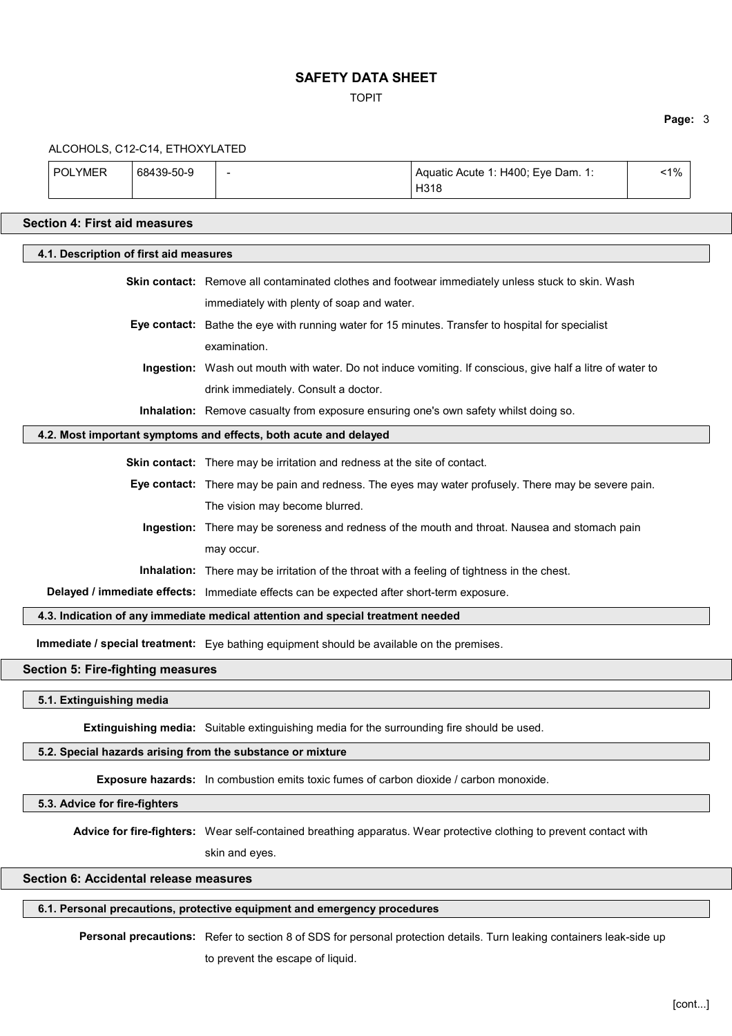ALCOHOLS, C12-C14, ETHOXYLATED

| POLYMER | 68439-50-9 | - | Aquatic Acute 1: H400; Eye Dam. 1: H318 | <1% |
|---|---|---|---|---|

## Section 4: First aid measures

### 4.1. Description of first aid measures

**Skin contact:** Remove all contaminated clothes and footwear immediately unless stuck to skin. Wash immediately with plenty of soap and water.

**Eye contact:** Bathe the eye with running water for 15 minutes. Transfer to hospital for specialist examination.

**Ingestion:** Wash out mouth with water. Do not induce vomiting. If conscious, give half a litre of water to drink immediately. Consult a doctor.

**Inhalation:** Remove casualty from exposure ensuring one's own safety whilst doing so.

### 4.2. Most important symptoms and effects, both acute and delayed

**Skin contact:** There may be irritation and redness at the site of contact.

**Eye contact:** There may be pain and redness. The eyes may water profusely. There may be severe pain. The vision may become blurred.

**Ingestion:** There may be soreness and redness of the mouth and throat. Nausea and stomach pain may occur.

**Inhalation:** There may be irritation of the throat with a feeling of tightness in the chest.

**Delayed / immediate effects:** Immediate effects can be expected after short-term exposure.

### 4.3. Indication of any immediate medical attention and special treatment needed

**Immediate / special treatment:** Eye bathing equipment should be available on the premises.

## Section 5: Fire-fighting measures

### 5.1. Extinguishing media

**Extinguishing media:** Suitable extinguishing media for the surrounding fire should be used.

### 5.2. Special hazards arising from the substance or mixture

**Exposure hazards:** In combustion emits toxic fumes of carbon dioxide / carbon monoxide.

### 5.3. Advice for fire-fighters

**Advice for fire-fighters:** Wear self-contained breathing apparatus. Wear protective clothing to prevent contact with skin and eyes.

## Section 6: Accidental release measures

### 6.1. Personal precautions, protective equipment and emergency procedures

**Personal precautions:** Refer to section 8 of SDS for personal protection details. Turn leaking containers leak-side up to prevent the escape of liquid.

[cont...]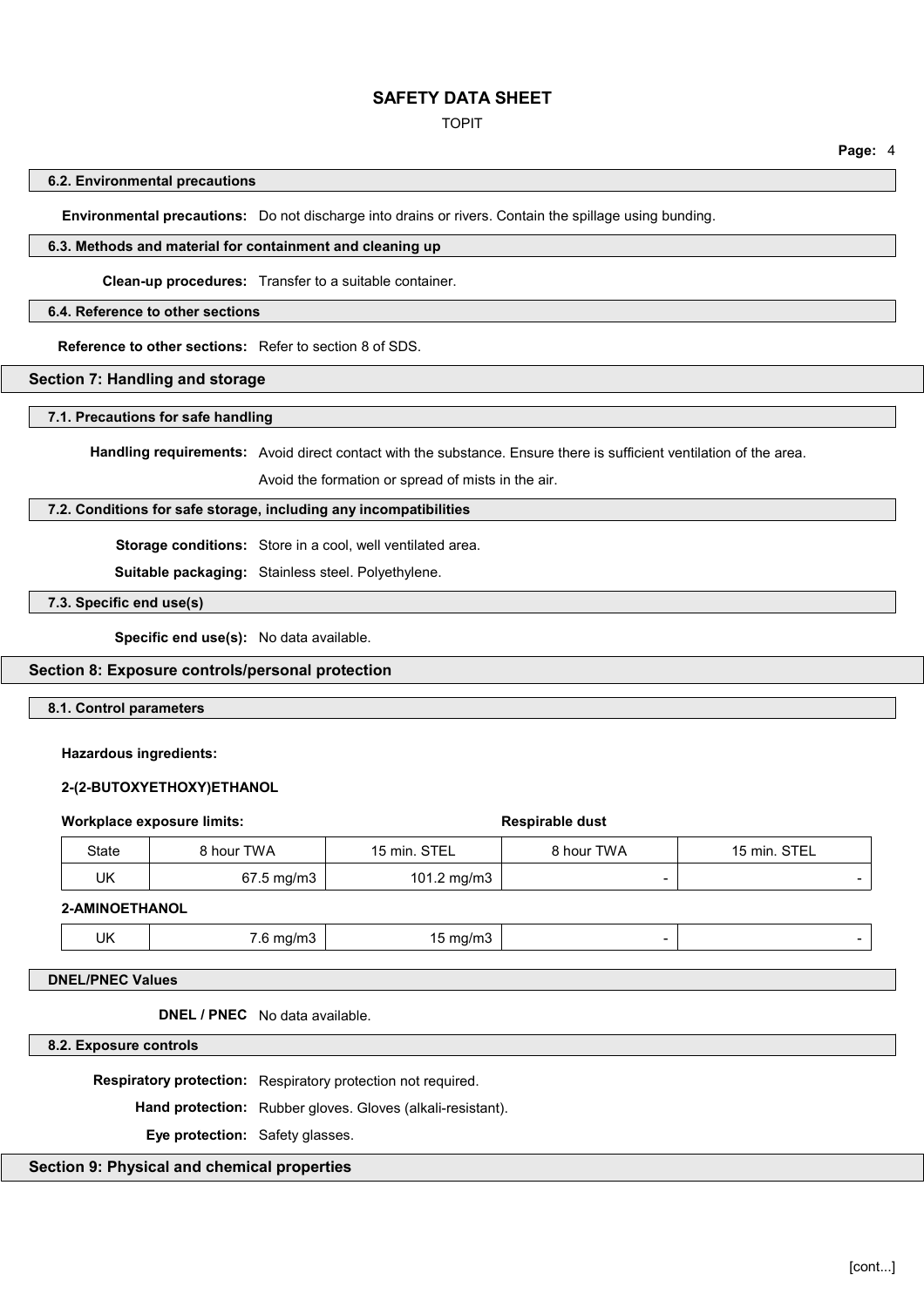### 6.2. Environmental precautions

**Environmental precautions:** Do not discharge into drains or rivers. Contain the spillage using bunding.

### 6.3. Methods and material for containment and cleaning up

**Clean-up procedures:** Transfer to a suitable container.

### 6.4. Reference to other sections

**Reference to other sections:** Refer to section 8 of SDS.

## Section 7: Handling and storage

### 7.1. Precautions for safe handling

**Handling requirements:** Avoid direct contact with the substance. Ensure there is sufficient ventilation of the area.

Avoid the formation or spread of mists in the air.

### 7.2. Conditions for safe storage, including any incompatibilities

**Storage conditions:** Store in a cool, well ventilated area.

**Suitable packaging:** Stainless steel. Polyethylene.

### 7.3. Specific end use(s)

**Specific end use(s):** No data available.

## Section 8: Exposure controls/personal protection

### 8.1. Control parameters

**Hazardous ingredients:**

**2-(2-BUTOXYETHOXY)ETHANOL**

| Workplace exposure limits: | | | Respirable dust | |
|---|---|---|---|---|
| State | 8 hour TWA | 15 min. STEL | 8 hour TWA | 15 min. STEL |
| UK | 67.5 mg/m3 | 101.2 mg/m3 | - | - |

**2-AMINOETHANOL**

| State | 8 hour TWA | 15 min. STEL | 8 hour TWA | 15 min. STEL |
|---|---|---|---|---|
| UK | 7.6 mg/m3 | 15 mg/m3 | - | - |

### DNEL/PNEC Values

**DNEL / PNEC** No data available.

### 8.2. Exposure controls

**Respiratory protection:** Respiratory protection not required.

**Hand protection:** Rubber gloves. Gloves (alkali-resistant).

**Eye protection:** Safety glasses.

## Section 9: Physical and chemical properties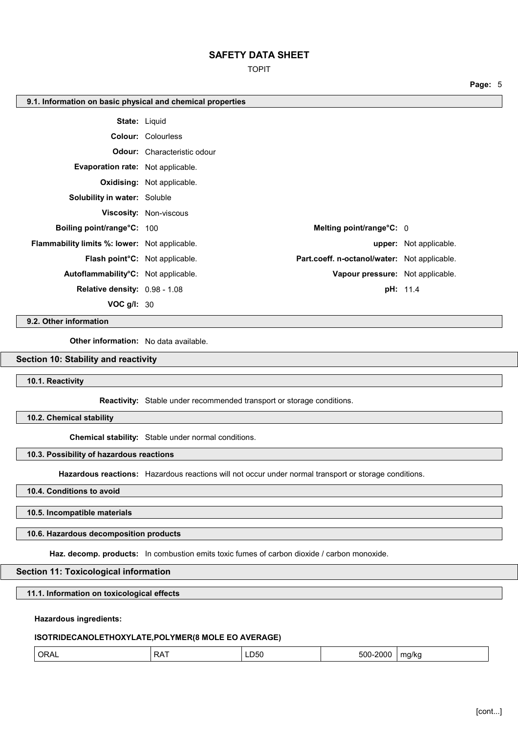### 9.1. Information on basic physical and chemical properties

**State:** Liquid

**Colour:** Colourless

**Odour:** Characteristic odour

**Evaporation rate:** Not applicable.

**Oxidising:** Not applicable.

**Solubility in water:** Soluble

**Viscosity:** Non-viscous

**Boiling point/range°C:** 100

**Melting point/range°C:** 0

**Flammability limits %: lower:** Not applicable.

**upper:** Not applicable.

**Flash point°C:** Not applicable.

**Part.coeff. n-octanol/water:** Not applicable.

**Autoflammability°C:** Not applicable.

**Vapour pressure:** Not applicable.

**Relative density:** 0.98 - 1.08

**pH:** 11.4

**VOC g/l:** 30

### 9.2. Other information

**Other information:** No data available.

## Section 10: Stability and reactivity

### 10.1. Reactivity

**Reactivity:** Stable under recommended transport or storage conditions.

### 10.2. Chemical stability

**Chemical stability:** Stable under normal conditions.

### 10.3. Possibility of hazardous reactions

**Hazardous reactions:** Hazardous reactions will not occur under normal transport or storage conditions.

### 10.4. Conditions to avoid

### 10.5. Incompatible materials

### 10.6. Hazardous decomposition products

**Haz. decomp. products:** In combustion emits toxic fumes of carbon dioxide / carbon monoxide.

## Section 11: Toxicological information

### 11.1. Information on toxicological effects

**Hazardous ingredients:**

**ISOTRIDECANOLETHOXYLATE,POLYMER(8 MOLE EO AVERAGE)**

| | | | | |
|---|---|---|---|---|
| ORAL | RAT | LD50 | 500-2000 | mg/kg |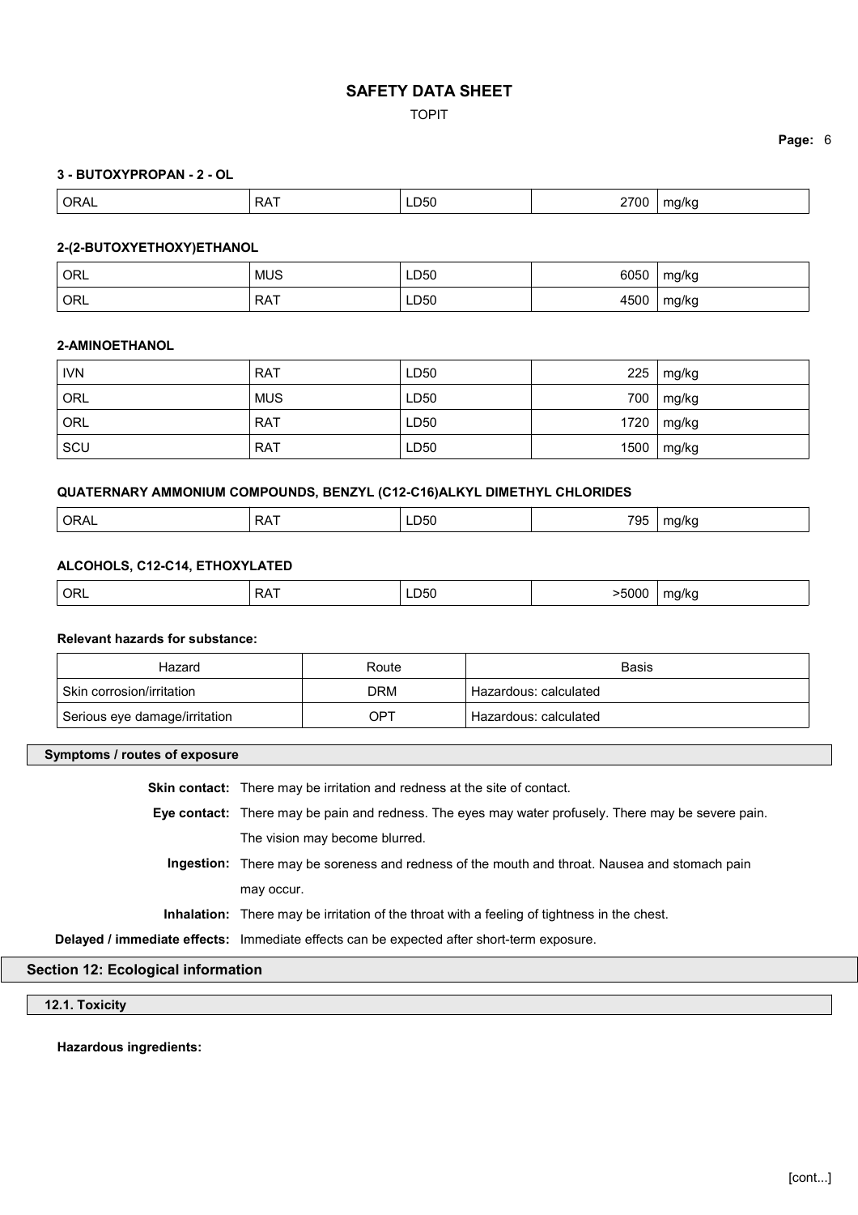**3 - BUTOXYPROPAN - 2 - OL**

| ORAL | RAT | LD50 | 2700 | mg/kg |
|---|---|---|---|---|

**2-(2-BUTOXYETHOXY)ETHANOL**

| ORL | MUS | LD50 | 6050 | mg/kg |
|---|---|---|---|---|
| ORL | RAT | LD50 | 4500 | mg/kg |

**2-AMINOETHANOL**

| IVN | RAT | LD50 | 225 | mg/kg |
|---|---|---|---|---|
| ORL | MUS | LD50 | 700 | mg/kg |
| ORL | RAT | LD50 | 1720 | mg/kg |
| SCU | RAT | LD50 | 1500 | mg/kg |

**QUATERNARY AMMONIUM COMPOUNDS, BENZYL (C12-C16)ALKYL DIMETHYL CHLORIDES**

| ORAL | RAT | LD50 | 795 | mg/kg |
|---|---|---|---|---|

**ALCOHOLS, C12-C14, ETHOXYLATED**

| ORL | RAT | LD50 | >5000 | mg/kg |
|---|---|---|---|---|

**Relevant hazards for substance:**

| Hazard | Route | Basis |
|---|---|---|
| Skin corrosion/irritation | DRM | Hazardous: calculated |
| Serious eye damage/irritation | OPT | Hazardous: calculated |

### Symptoms / routes of exposure

**Skin contact:** There may be irritation and redness at the site of contact.

**Eye contact:** There may be pain and redness. The eyes may water profusely. There may be severe pain. The vision may become blurred.

**Ingestion:** There may be soreness and redness of the mouth and throat. Nausea and stomach pain may occur.

**Inhalation:** There may be irritation of the throat with a feeling of tightness in the chest.

**Delayed / immediate effects:** Immediate effects can be expected after short-term exposure.

## Section 12: Ecological information

### 12.1. Toxicity

**Hazardous ingredients:**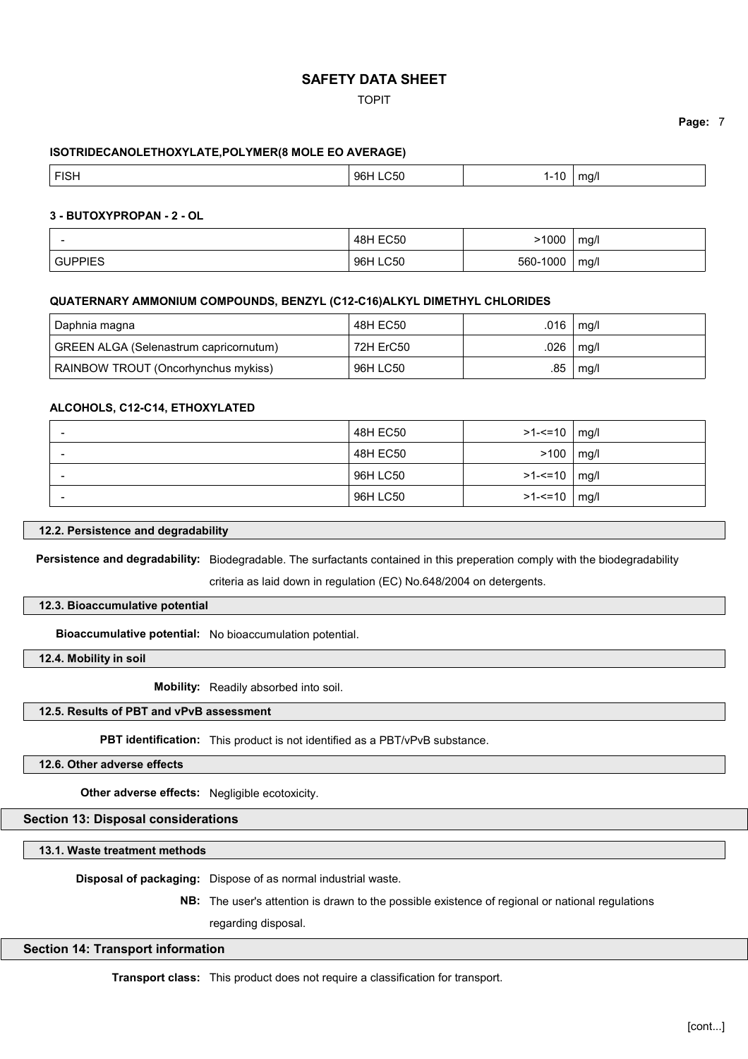#### ISOTRIDECANOLETHOXYLATE,POLYMER(8 MOLE EO AVERAGE)

| | | | |
|---|---|---|---|
| FISH | 96H LC50 | 1-10 | mg/l |

#### 3 - BUTOXYPROPAN - 2 - OL

| | | | |
|---|---|---|---|
| - | 48H EC50 | >1000 | mg/l |
| GUPPIES | 96H LC50 | 560-1000 | mg/l |

#### QUATERNARY AMMONIUM COMPOUNDS, BENZYL (C12-C16)ALKYL DIMETHYL CHLORIDES

| | | | |
|---|---|---|---|
| Daphnia magna | 48H EC50 | .016 | mg/l |
| GREEN ALGA (Selenastrum capricornutum) | 72H ErC50 | .026 | mg/l |
| RAINBOW TROUT (Oncorhynchus mykiss) | 96H LC50 | .85 | mg/l |

#### ALCOHOLS, C12-C14, ETHOXYLATED

| | | | |
|---|---|---|---|
| - | 48H EC50 | >1-<=10 | mg/l |
| - | 48H EC50 | >100 | mg/l |
| - | 96H LC50 | >1-<=10 | mg/l |
| - | 96H LC50 | >1-<=10 | mg/l |

### 12.2. Persistence and degradability

**Persistence and degradability:** Biodegradable. The surfactants contained in this preperation comply with the biodegradability criteria as laid down in regulation (EC) No.648/2004 on detergents.

### 12.3. Bioaccumulative potential

**Bioaccumulative potential:** No bioaccumulation potential.

### 12.4. Mobility in soil

**Mobility:** Readily absorbed into soil.

### 12.5. Results of PBT and vPvB assessment

**PBT identification:** This product is not identified as a PBT/vPvB substance.

### 12.6. Other adverse effects

**Other adverse effects:** Negligible ecotoxicity.

## Section 13: Disposal considerations

### 13.1. Waste treatment methods

**Disposal of packaging:** Dispose of as normal industrial waste.

**NB:** The user's attention is drawn to the possible existence of regional or national regulations regarding disposal.

## Section 14: Transport information

**Transport class:** This product does not require a classification for transport.

[cont...]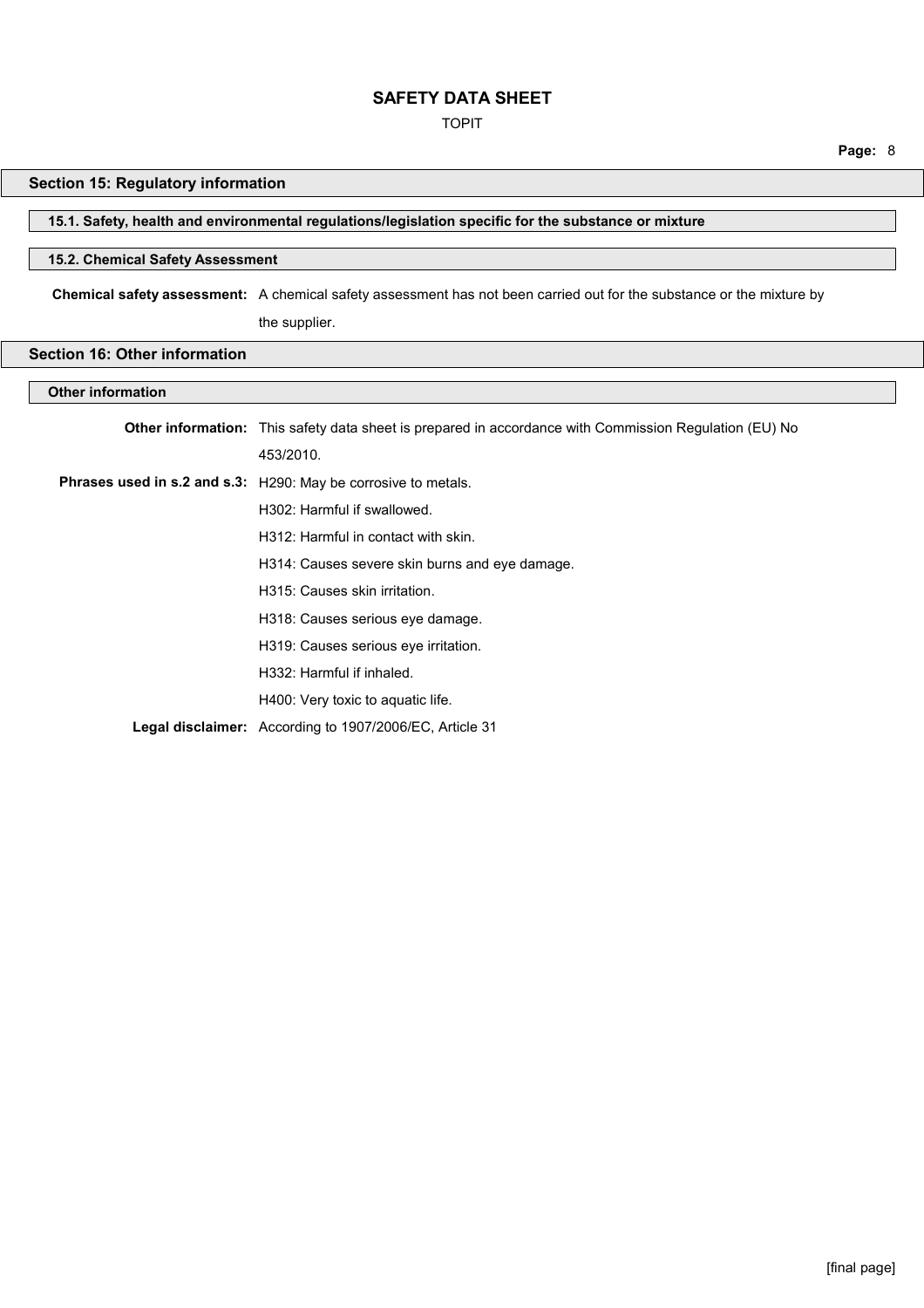## Section 15: Regulatory information

### 15.1. Safety, health and environmental regulations/legislation specific for the substance or mixture

### 15.2. Chemical Safety Assessment

**Chemical safety assessment:** A chemical safety assessment has not been carried out for the substance or the mixture by the supplier.

## Section 16: Other information

### Other information

**Other information:** This safety data sheet is prepared in accordance with Commission Regulation (EU) No 453/2010.

**Phrases used in s.2 and s.3:** H290: May be corrosive to metals.

H302: Harmful if swallowed.

H312: Harmful in contact with skin.

H314: Causes severe skin burns and eye damage.

H315: Causes skin irritation.

H318: Causes serious eye damage.

H319: Causes serious eye irritation.

H332: Harmful if inhaled.

H400: Very toxic to aquatic life.

**Legal disclaimer:** According to 1907/2006/EC, Article 31

[final page]